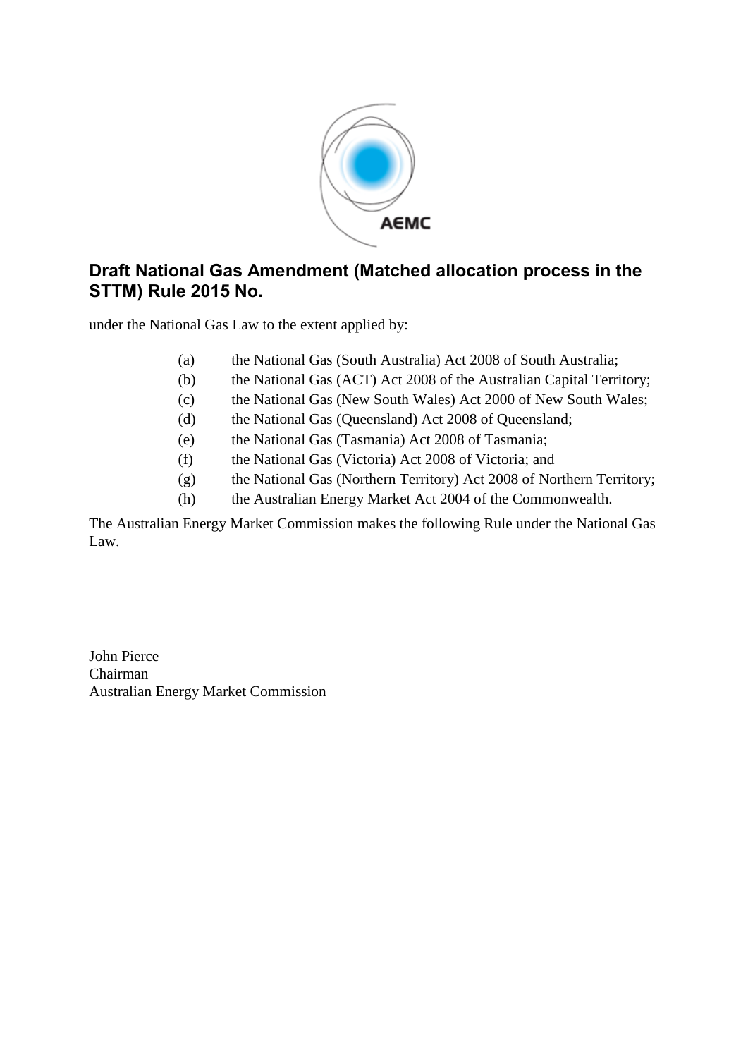# Draft National Gas Amendment (Matched allocation process in the STTM) Rule 2015 No.

under the National Gas Law to the extent applied by:

(a) the National Gas (South Australia) Act 2008 of South Australia;
(b) the National Gas (ACT) Act 2008 of the Australian Capital Territory;
(c) the National Gas (New South Wales) Act 2000 of New South Wales;
(d) the National Gas (Queensland) Act 2008 of Queensland;
(e) the National Gas (Tasmania) Act 2008 of Tasmania;
(f) the National Gas (Victoria) Act 2008 of Victoria; and
(g) the National Gas (Northern Territory) Act 2008 of Northern Territory;
(h) the Australian Energy Market Act 2004 of the Commonwealth.

The Australian Energy Market Commission makes the following Rule under the National Gas Law.

John Pierce
Chairman
Australian Energy Market Commission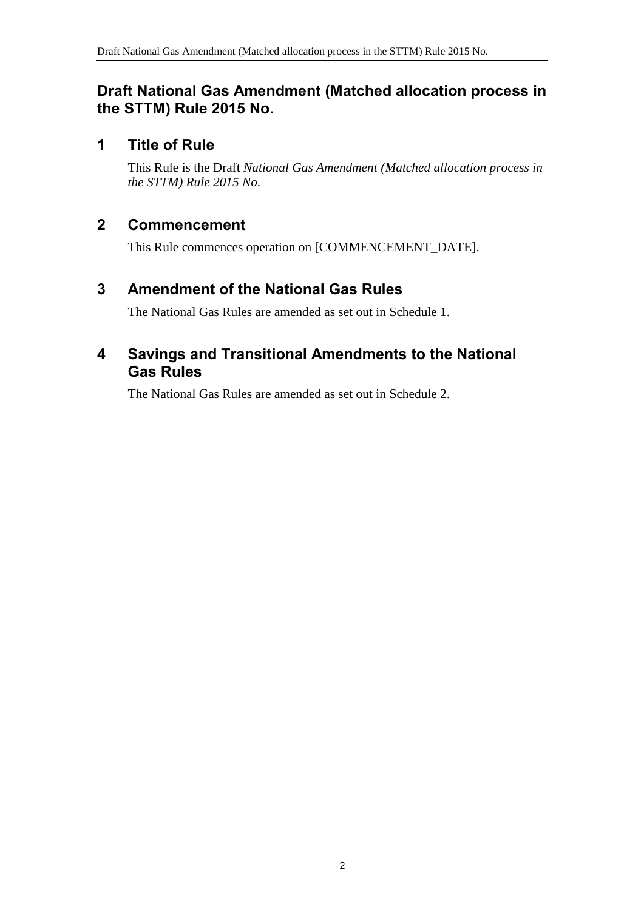# Draft National Gas Amendment (Matched allocation process in the STTM) Rule 2015 No.

## 1 Title of Rule

This Rule is the Draft *National Gas Amendment (Matched allocation process in the STTM) Rule 2015 No*.

## 2 Commencement

This Rule commences operation on [COMMENCEMENT_DATE].

## 3 Amendment of the National Gas Rules

The National Gas Rules are amended as set out in Schedule 1.

## 4 Savings and Transitional Amendments to the National Gas Rules

The National Gas Rules are amended as set out in Schedule 2.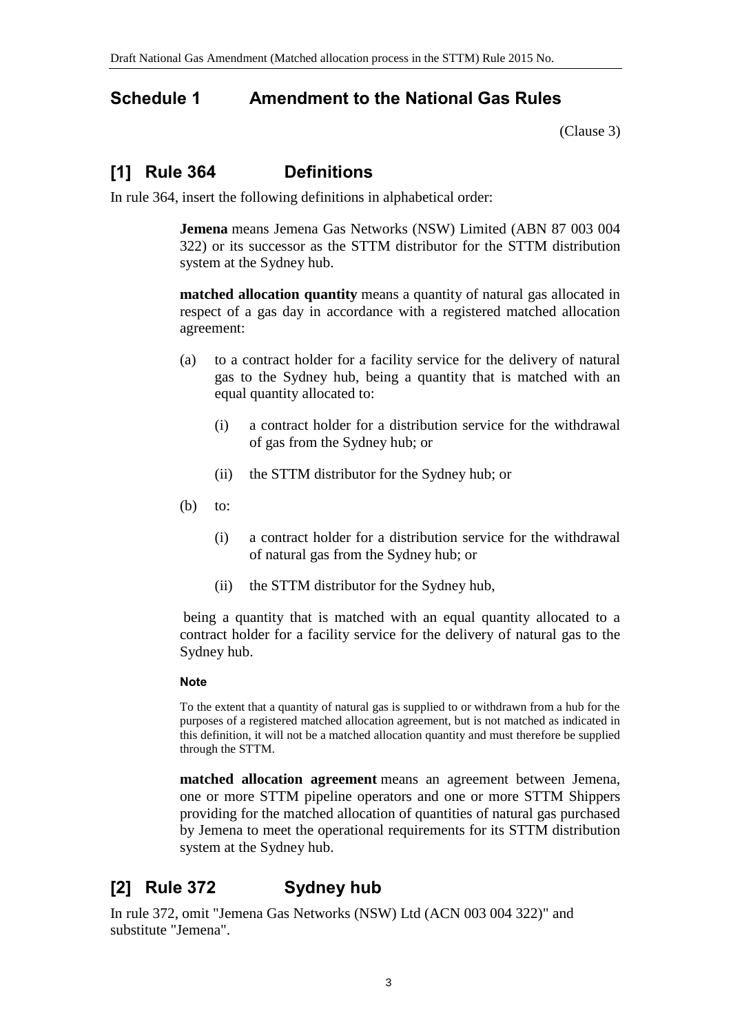## Schedule 1 Amendment to the National Gas Rules

(Clause 3)

## [1] Rule 364 Definitions

In rule 364, insert the following definitions in alphabetical order:

> **Jemena** means Jemena Gas Networks (NSW) Limited (ABN 87 003 004 322) or its successor as the STTM distributor for the STTM distribution system at the Sydney hub.
>
> **matched allocation quantity** means a quantity of natural gas allocated in respect of a gas day in accordance with a registered matched allocation agreement:
>
> (a) to a contract holder for a facility service for the delivery of natural gas to the Sydney hub, being a quantity that is matched with an equal quantity allocated to:
>
> > (i) a contract holder for a distribution service for the withdrawal of gas from the Sydney hub; or
> >
> > (ii) the STTM distributor for the Sydney hub; or
>
> (b) to:
>
> > (i) a contract holder for a distribution service for the withdrawal of natural gas from the Sydney hub; or
> >
> > (ii) the STTM distributor for the Sydney hub,
>
> being a quantity that is matched with an equal quantity allocated to a contract holder for a facility service for the delivery of natural gas to the Sydney hub.
>
> **Note**
>
> To the extent that a quantity of natural gas is supplied to or withdrawn from a hub for the purposes of a registered matched allocation agreement, but is not matched as indicated in this definition, it will not be a matched allocation quantity and must therefore be supplied through the STTM.
>
> **matched allocation agreement** means an agreement between Jemena, one or more STTM pipeline operators and one or more STTM Shippers providing for the matched allocation of quantities of natural gas purchased by Jemena to meet the operational requirements for its STTM distribution system at the Sydney hub.

## [2] Rule 372 Sydney hub

In rule 372, omit "Jemena Gas Networks (NSW) Ltd (ACN 003 004 322)" and substitute "Jemena".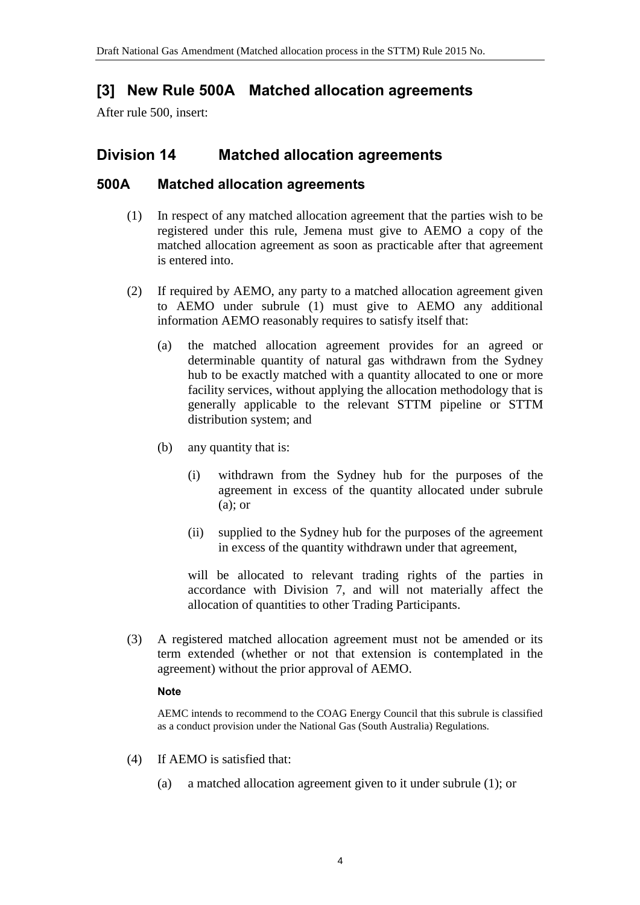## [3] New Rule 500A Matched allocation agreements

After rule 500, insert:

## Division 14 Matched allocation agreements

### 500A Matched allocation agreements

(1) In respect of any matched allocation agreement that the parties wish to be registered under this rule, Jemena must give to AEMO a copy of the matched allocation agreement as soon as practicable after that agreement is entered into.

(2) If required by AEMO, any party to a matched allocation agreement given to AEMO under subrule (1) must give to AEMO any additional information AEMO reasonably requires to satisfy itself that:

(a) the matched allocation agreement provides for an agreed or determinable quantity of natural gas withdrawn from the Sydney hub to be exactly matched with a quantity allocated to one or more facility services, without applying the allocation methodology that is generally applicable to the relevant STTM pipeline or STTM distribution system; and

(b) any quantity that is:

(i) withdrawn from the Sydney hub for the purposes of the agreement in excess of the quantity allocated under subrule (a); or

(ii) supplied to the Sydney hub for the purposes of the agreement in excess of the quantity withdrawn under that agreement,

will be allocated to relevant trading rights of the parties in accordance with Division 7, and will not materially affect the allocation of quantities to other Trading Participants.

(3) A registered matched allocation agreement must not be amended or its term extended (whether or not that extension is contemplated in the agreement) without the prior approval of AEMO.

**Note**

AEMC intends to recommend to the COAG Energy Council that this subrule is classified as a conduct provision under the National Gas (South Australia) Regulations.

(4) If AEMO is satisfied that:

(a) a matched allocation agreement given to it under subrule (1); or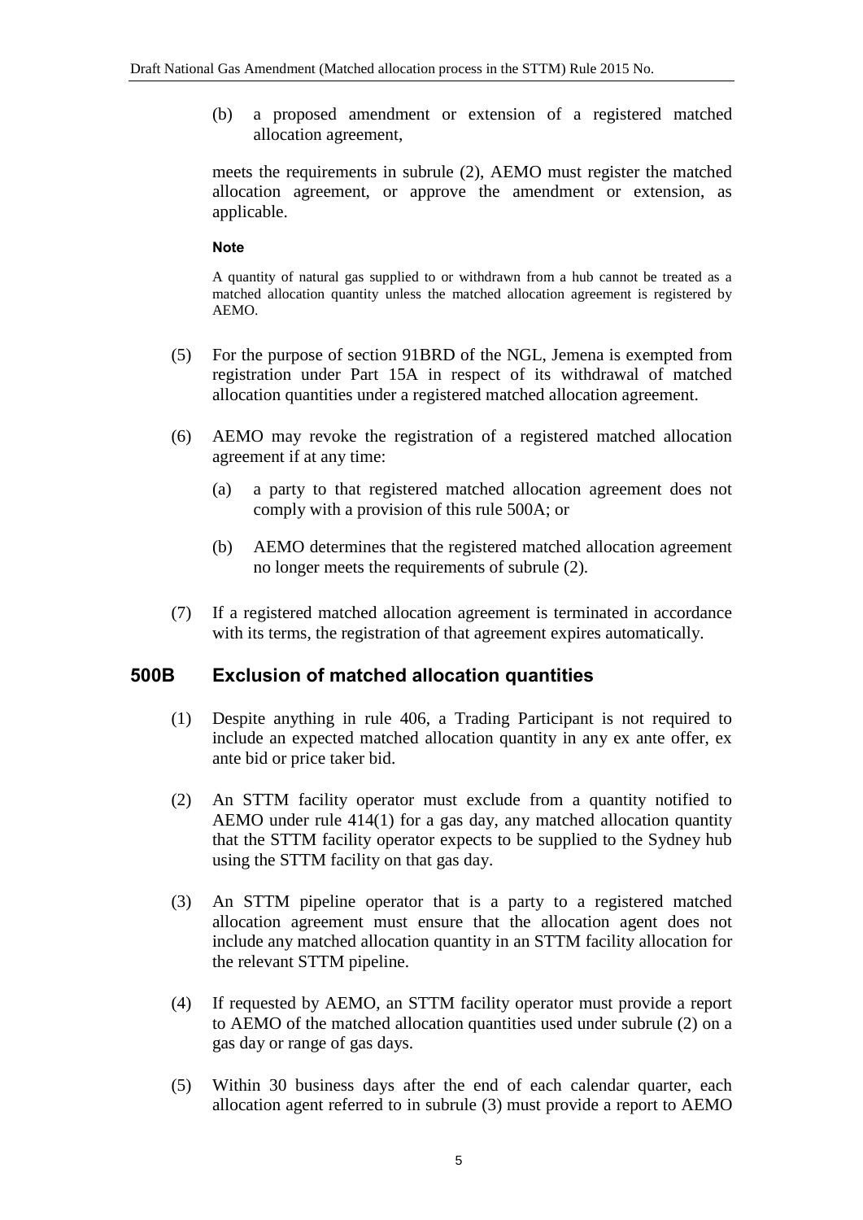(b) a proposed amendment or extension of a registered matched allocation agreement,

meets the requirements in subrule (2), AEMO must register the matched allocation agreement, or approve the amendment or extension, as applicable.

**Note**

A quantity of natural gas supplied to or withdrawn from a hub cannot be treated as a matched allocation quantity unless the matched allocation agreement is registered by AEMO.

(5) For the purpose of section 91BRD of the NGL, Jemena is exempted from registration under Part 15A in respect of its withdrawal of matched allocation quantities under a registered matched allocation agreement.

(6) AEMO may revoke the registration of a registered matched allocation agreement if at any time:

(a) a party to that registered matched allocation agreement does not comply with a provision of this rule 500A; or

(b) AEMO determines that the registered matched allocation agreement no longer meets the requirements of subrule (2).

(7) If a registered matched allocation agreement is terminated in accordance with its terms, the registration of that agreement expires automatically.

## 500B Exclusion of matched allocation quantities

(1) Despite anything in rule 406, a Trading Participant is not required to include an expected matched allocation quantity in any ex ante offer, ex ante bid or price taker bid.

(2) An STTM facility operator must exclude from a quantity notified to AEMO under rule 414(1) for a gas day, any matched allocation quantity that the STTM facility operator expects to be supplied to the Sydney hub using the STTM facility on that gas day.

(3) An STTM pipeline operator that is a party to a registered matched allocation agreement must ensure that the allocation agent does not include any matched allocation quantity in an STTM facility allocation for the relevant STTM pipeline.

(4) If requested by AEMO, an STTM facility operator must provide a report to AEMO of the matched allocation quantities used under subrule (2) on a gas day or range of gas days.

(5) Within 30 business days after the end of each calendar quarter, each allocation agent referred to in subrule (3) must provide a report to AEMO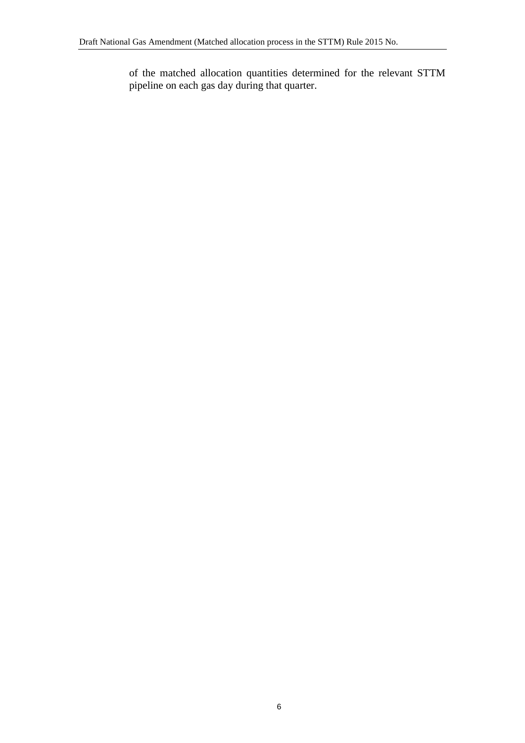of the matched allocation quantities determined for the relevant STTM pipeline on each gas day during that quarter.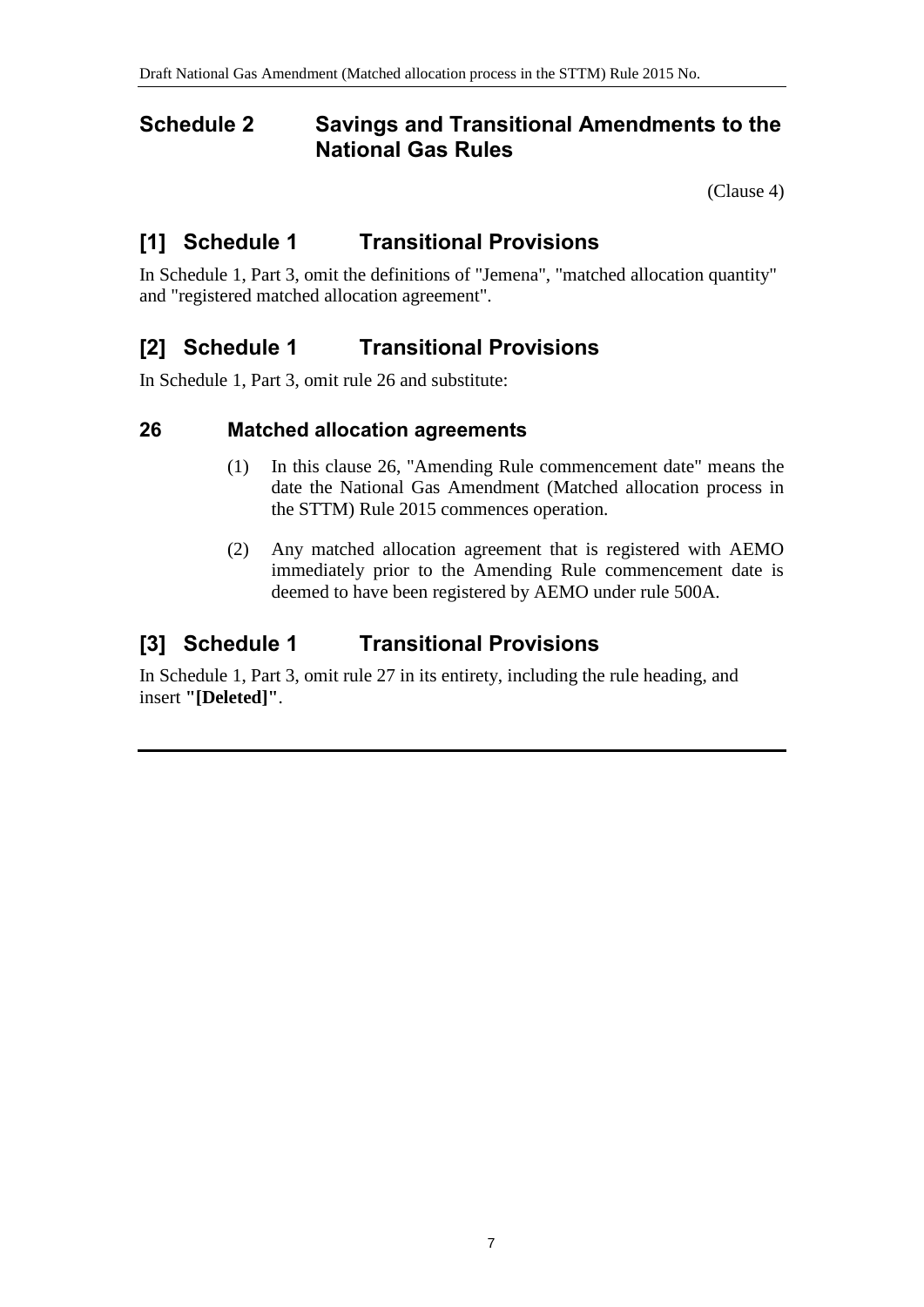# Schedule 2 Savings and Transitional Amendments to the National Gas Rules

(Clause 4)

## [1] Schedule 1 Transitional Provisions

In Schedule 1, Part 3, omit the definitions of "Jemena", "matched allocation quantity" and "registered matched allocation agreement".

## [2] Schedule 1 Transitional Provisions

In Schedule 1, Part 3, omit rule 26 and substitute:

### 26 Matched allocation agreements

(1) In this clause 26, "Amending Rule commencement date" means the date the National Gas Amendment (Matched allocation process in the STTM) Rule 2015 commences operation.

(2) Any matched allocation agreement that is registered with AEMO immediately prior to the Amending Rule commencement date is deemed to have been registered by AEMO under rule 500A.

## [3] Schedule 1 Transitional Provisions

In Schedule 1, Part 3, omit rule 27 in its entirety, including the rule heading, and insert **"[Deleted]"**.